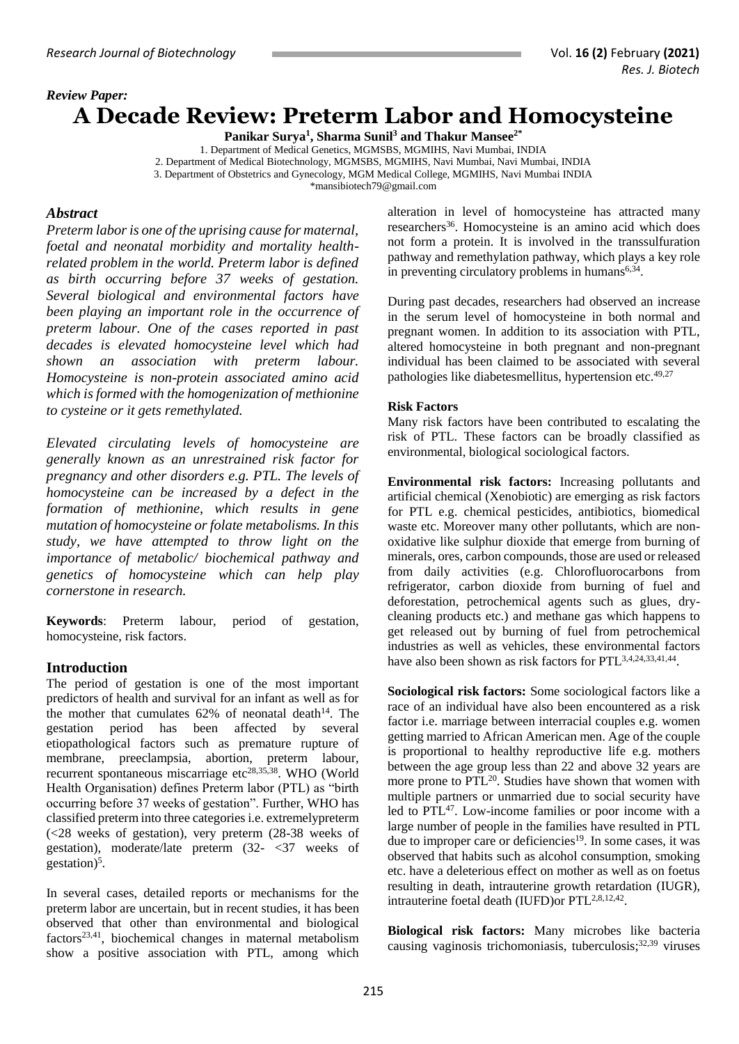*Review Paper:*

# A Decade Review: Preterm Labor and Homocysteine

**Panikar Surya[1], Sharma Sunil[3] and Thakur Mansee[2*]**

1. Department of Medical Genetics, MGMSBS, MGMIHS, Navi Mumbai, INDIA
2. Department of Medical Biotechnology, MGMSBS, MGMIHS, Navi Mumbai, Navi Mumbai, INDIA
3. Department of Obstetrics and Gynecology, MGM Medical College, MGMIHS, Navi Mumbai INDIA

*mansibiotech79@gmail.com

## *Abstract*

*Preterm labor is one of the uprising cause for maternal, foetal and neonatal morbidity and mortality health-related problem in the world. Preterm labor is defined as birth occurring before 37 weeks of gestation. Several biological and environmental factors have been playing an important role in the occurrence of preterm labour. One of the cases reported in past decades is elevated homocysteine level which had shown an association with preterm labour. Homocysteine is non-protein associated amino acid which is formed with the homogenization of methionine to cysteine or it gets remethylated.*

*Elevated circulating levels of homocysteine are generally known as an unrestrained risk factor for pregnancy and other disorders e.g. PTL. The levels of homocysteine can be increased by a defect in the formation of methionine, which results in gene mutation of homocysteine or folate metabolisms. In this study, we have attempted to throw light on the importance of metabolic/ biochemical pathway and genetics of homocysteine which can help play cornerstone in research.*

**Keywords**: Preterm labour, period of gestation, homocysteine, risk factors.

## Introduction

The period of gestation is one of the most important predictors of health and survival for an infant as well as for the mother that cumulates 62% of neonatal death[14]. The gestation period has been affected by several etiopathological factors such as premature rupture of membrane, preeclampsia, abortion, preterm labour, recurrent spontaneous miscarriage etc[28,35,38]. WHO (World Health Organisation) defines Preterm labor (PTL) as "birth occurring before 37 weeks of gestation". Further, WHO has classified preterm into three categories i.e. extremelypreterm (<28 weeks of gestation), very preterm (28-38 weeks of gestation), moderate/late preterm (32- <37 weeks of gestation)[5].

In several cases, detailed reports or mechanisms for the preterm labor are uncertain, but in recent studies, it has been observed that other than environmental and biological factors[23,41], biochemical changes in maternal metabolism show a positive association with PTL, among which alteration in level of homocysteine has attracted many researchers[36]. Homocysteine is an amino acid which does not form a protein. It is involved in the transsulfuration pathway and remethylation pathway, which plays a key role in preventing circulatory problems in humans[6,34].

During past decades, researchers had observed an increase in the serum level of homocysteine in both normal and pregnant women. In addition to its association with PTL, altered homocysteine in both pregnant and non-pregnant individual has been claimed to be associated with several pathologies like diabetesmellitus, hypertension etc.[49,27]

### Risk Factors

Many risk factors have been contributed to escalating the risk of PTL. These factors can be broadly classified as environmental, biological sociological factors.

**Environmental risk factors:** Increasing pollutants and artificial chemical (Xenobiotic) are emerging as risk factors for PTL e.g. chemical pesticides, antibiotics, biomedical waste etc. Moreover many other pollutants, which are non-oxidative like sulphur dioxide that emerge from burning of minerals, ores, carbon compounds, those are used or released from daily activities (e.g. Chlorofluorocarbons from refrigerator, carbon dioxide from burning of fuel and deforestation, petrochemical agents such as glues, dry-cleaning products etc.) and methane gas which happens to get released out by burning of fuel from petrochemical industries as well as vehicles, these environmental factors have also been shown as risk factors for PTL[3,4,24,33,41,44].

**Sociological risk factors:** Some sociological factors like a race of an individual have also been encountered as a risk factor i.e. marriage between interracial couples e.g. women getting married to African American men. Age of the couple is proportional to healthy reproductive life e.g. mothers between the age group less than 22 and above 32 years are more prone to PTL[20]. Studies have shown that women with multiple partners or unmarried due to social security have led to PTL[47]. Low-income families or poor income with a large number of people in the families have resulted in PTL due to improper care or deficiencies[19]. In some cases, it was observed that habits such as alcohol consumption, smoking etc. have a deleterious effect on mother as well as on foetus resulting in death, intrauterine growth retardation (IUGR), intrauterine foetal death (IUFD)or PTL[2,8,12,42].

**Biological risk factors:** Many microbes like bacteria causing vaginosis trichomoniasis, tuberculosis;[32,39] viruses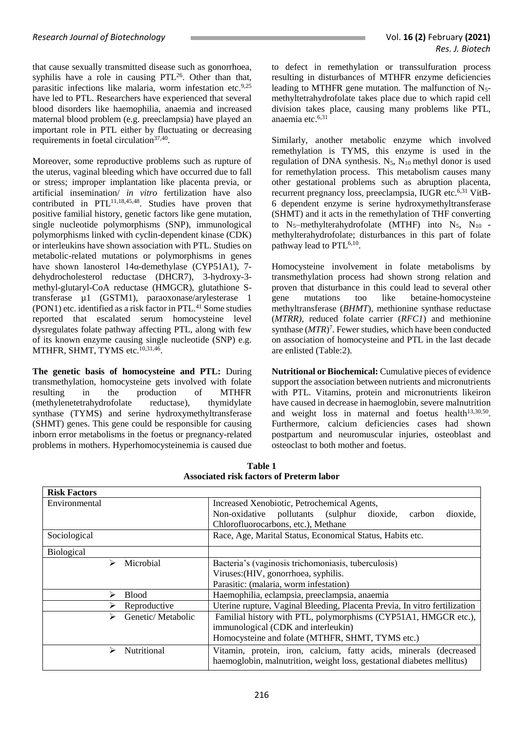that cause sexually transmitted disease such as gonorrhoea, syphilis have a role in causing PTL[26]. Other than that, parasitic infections like malaria, worm infestation etc.[9,25] have led to PTL. Researchers have experienced that several blood disorders like haemophilia, anaemia and increased maternal blood problem (e.g. preeclampsia) have played an important role in PTL either by fluctuating or decreasing requirements in foetal circulation[37,40].

Moreover, some reproductive problems such as rupture of the uterus, vaginal bleeding which have occurred due to fall or stress; improper implantation like placenta previa, or artificial insemination/ *in vitro* fertilization have also contributed in PTL[11,18,45,48]. Studies have proven that positive familial history, genetic factors like gene mutation, single nucleotide polymorphisms (SNP), immunological polymorphisms linked with cyclin-dependent kinase (CDK) or interleukins have shown association with PTL. Studies on metabolic-related mutations or polymorphisms in genes have shown lanosterol 14α-demethylase (CYP51A1), 7-dehydrocholesterol reductase (DHCR7), 3-hydroxy-3-methyl-glutaryl-CoA reductase (HMGCR), glutathione S-transferase µ1 (GSTM1), paraoxonase/arylesterase 1 (PON1) etc. identified as a risk factor in PTL.[41] Some studies reported that escalated serum homocysteine level dysregulates folate pathway affecting PTL, along with few of its known enzyme causing single nucleotide (SNP) e.g. MTHFR, SHMT, TYMS etc.[10,31,46].

**The genetic basis of homocysteine and PTL:** During transmethylation, homocysteine gets involved with folate resulting in the production of MTHFR (methylenetetrahydrofolate reductase), thymidylate synthase (TYMS) and serine hydroxymethyltransferase (SHMT) genes. This gene could be responsible for causing inborn error metabolisms in the foetus or pregnancy-related problems in mothers. Hyperhomocysteinemia is caused due to defect in remethylation or transsulfuration process resulting in disturbances of MTHFR enzyme deficiencies leading to MTHFR gene mutation. The malfunction of $N_5$-methyltetrahydrofolate takes place due to which rapid cell division takes place, causing many problems like PTL, anaemia etc.[6,31]

Similarly, another metabolic enzyme which involved remethylation is TYMS, this enzyme is used in the regulation of DNA synthesis. $N_5$, $N_{10}$ methyl donor is used for remethylation process. This metabolism causes many other gestational problems such as abruption placenta, recurrent pregnancy loss, preeclampsia, IUGR etc.[6,31] VitB-6 dependent enzyme is serine hydroxymethyltransferase (SHMT) and it acts in the remethylation of THF converting to $N_5$–methylterahydrofolate (MTHF) into $N_5$, $N_{10}$ - methylterahydrofolate; disturbances in this part of folate pathway lead to PTL[6,10].

Homocysteine involvement in folate metabolisms by transmethylation process had shown strong relation and proven that disturbance in this could lead to several other gene mutations too like betaine-homocysteine methyltransferase (*BHMT*), methionine synthase reductase (*MTRR)*, reduced folate carrier (*RFC1*) and methionine synthase (*MTR*)[7]. Fewer studies, which have been conducted on association of homocysteine and PTL in the last decade are enlisted (Table:2).

**Nutritional or Biochemical:** Cumulative pieces of evidence support the association between nutrients and micronutrients with PTL. Vitamins, protein and micronutrients likeiron have caused in decrease in haemoglobin, severe malnutrition and weight loss in maternal and foetus health[13,30,50]. Furthermore, calcium deficiencies cases had shown postpartum and neuromuscular injuries, osteoblast and osteoclast to both mother and foetus.

**Table 1**
**Associated risk factors of Preterm labor**

| Risk Factors | |
|---|---|
| Environmental | Increased Xenobiotic, Petrochemical Agents,<br>Non-oxidative pollutants (sulphur dioxide, carbon dioxide, Chlorofluorocarbons, etc.), Methane |
| Sociological | Race, Age, Marital Status, Economical Status, Habits etc. |
| Biological | |
| ➢ Microbial | Bacteria's (vaginosis trichomoniasis, tuberculosis)<br>Viruses:(HIV, gonorrhoea, syphilis.<br>Parasitic: (malaria, worm infestation) |
| ➢ Blood | Haemophilia, eclampsia, preeclampsia, anaemia |
| ➢ Reproductive | Uterine rupture, Vaginal Bleeding, Placenta Previa, In vitro fertilization |
| ➢ Genetic/ Metabolic | Familial history with PTL, polymorphisms (CYP51A1, HMGCR etc.), immunological (CDK and interleukin)<br>Homocysteine and folate (MTHFR, SHMT, TYMS etc.) |
| ➢ Nutritional | Vitamin, protein, iron, calcium, fatty acids, minerals (decreased haemoglobin, malnutrition, weight loss, gestational diabetes mellitus) |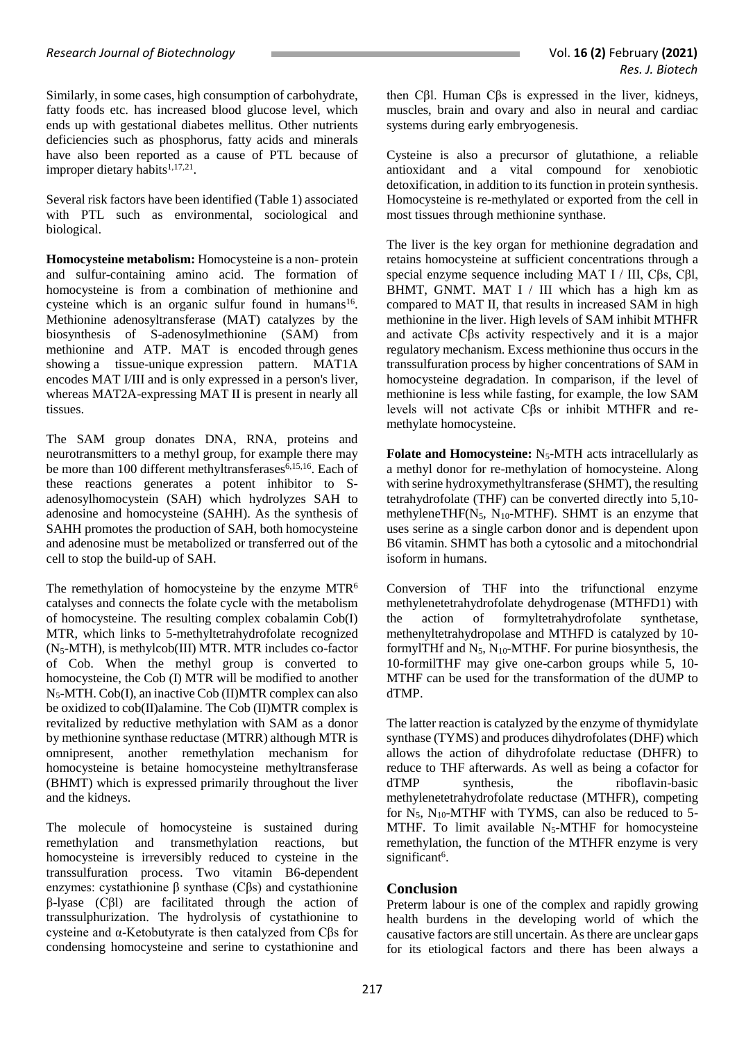Similarly, in some cases, high consumption of carbohydrate, fatty foods etc. has increased blood glucose level, which ends up with gestational diabetes mellitus. Other nutrients deficiencies such as phosphorus, fatty acids and minerals have also been reported as a cause of PTL because of improper dietary habits[1,17,21].

Several risk factors have been identified (Table 1) associated with PTL such as environmental, sociological and biological.

**Homocysteine metabolism:** Homocysteine is a non- protein and sulfur-containing amino acid. The formation of homocysteine is from a combination of methionine and cysteine which is an organic sulfur found in humans[16]. Methionine adenosyltransferase (MAT) catalyzes by the biosynthesis of S-adenosylmethionine (SAM) from methionine and ATP. MAT is encoded through genes showing a tissue-unique expression pattern. MAT1A encodes MAT I/III and is only expressed in a person's liver, whereas MAT2A-expressing MAT II is present in nearly all tissues.

The SAM group donates DNA, RNA, proteins and neurotransmitters to a methyl group, for example there may be more than 100 different methyltransferases[6,15,16]. Each of these reactions generates a potent inhibitor to S-adenosylhomocystein (SAH) which hydrolyzes SAH to adenosine and homocysteine (SAHH). As the synthesis of SAHH promotes the production of SAH, both homocysteine and adenosine must be metabolized or transferred out of the cell to stop the build-up of SAH.

The remethylation of homocysteine by the enzyme MTR[6] catalyses and connects the folate cycle with the metabolism of homocysteine. The resulting complex cobalamin Cob(I) MTR, which links to 5-methyltetrahydrofolate recognized ($N_5$-MTH), is methylcob(III) MTR. MTR includes co-factor of Cob. When the methyl group is converted to homocysteine, the Cob (I) MTR will be modified to another $N_5$-MTH. Cob(I), an inactive Cob (II)MTR complex can also be oxidized to cob(II)alamine. The Cob (II)MTR complex is revitalized by reductive methylation with SAM as a donor by methionine synthase reductase (MTRR) although MTR is omnipresent, another remethylation mechanism for homocysteine is betaine homocysteine methyltransferase (BHMT) which is expressed primarily throughout the liver and the kidneys.

The molecule of homocysteine is sustained during remethylation and transmethylation reactions, but homocysteine is irreversibly reduced to cysteine in the transsulfuration process. Two vitamin B6-dependent enzymes: cystathionine β synthase (Cβs) and cystathionine β-lyase (Cβl) are facilitated through the action of transsulphurization. The hydrolysis of cystathionine to cysteine and α-Ketobutyrate is then catalyzed from Cβs for condensing homocysteine and serine to cystathionine and then Cβl. Human Cβs is expressed in the liver, kidneys, muscles, brain and ovary and also in neural and cardiac systems during early embryogenesis.

Cysteine is also a precursor of glutathione, a reliable antioxidant and a vital compound for xenobiotic detoxification, in addition to its function in protein synthesis. Homocysteine is re-methylated or exported from the cell in most tissues through methionine synthase.

The liver is the key organ for methionine degradation and retains homocysteine at sufficient concentrations through a special enzyme sequence including MAT I / III, Cβs, Cβl, BHMT, GNMT. MAT I / III which has a high km as compared to MAT II, that results in increased SAM in high methionine in the liver. High levels of SAM inhibit MTHFR and activate Cβs activity respectively and it is a major regulatory mechanism. Excess methionine thus occurs in the transsulfuration process by higher concentrations of SAM in homocysteine degradation. In comparison, if the level of methionine is less while fasting, for example, the low SAM levels will not activate Cβs or inhibit MTHFR and re-methylate homocysteine.

**Folate and Homocysteine:** $N_5$-MTH acts intracellularly as a methyl donor for re-methylation of homocysteine. Along with serine hydroxymethyltransferase (SHMT), the resulting tetrahydrofolate (THF) can be converted directly into 5,10-methyleneTHF($N_5$, $N_{10}$-MTHF). SHMT is an enzyme that uses serine as a single carbon donor and is dependent upon B6 vitamin. SHMT has both a cytosolic and a mitochondrial isoform in humans.

Conversion of THF into the trifunctional enzyme methylenetetrahydrofolate dehydrogenase (MTHFD1) with the action of formyltetrahydrofolate synthetase, methenyltetrahydropolase and MTHFD is catalyzed by 10-formylTHf and $N_5$, $N_{10}$-MTHF. For purine biosynthesis, the 10-formilTHF may give one-carbon groups while 5, 10-MTHF can be used for the transformation of the dUMP to dTMP.

The latter reaction is catalyzed by the enzyme of thymidylate synthase (TYMS) and produces dihydrofolates (DHF) which allows the action of dihydrofolate reductase (DHFR) to reduce to THF afterwards. As well as being a cofactor for dTMP synthesis, the riboflavin-basic methylenetetrahydrofolate reductase (MTHFR), competing for $N_5$, $N_{10}$-MTHF with TYMS, can also be reduced to 5-MTHF. To limit available $N_5$-MTHF for homocysteine remethylation, the function of the MTHFR enzyme is very significant[6].

## Conclusion

Preterm labour is one of the complex and rapidly growing health burdens in the developing world of which the causative factors are still uncertain. As there are unclear gaps for its etiological factors and there has been always a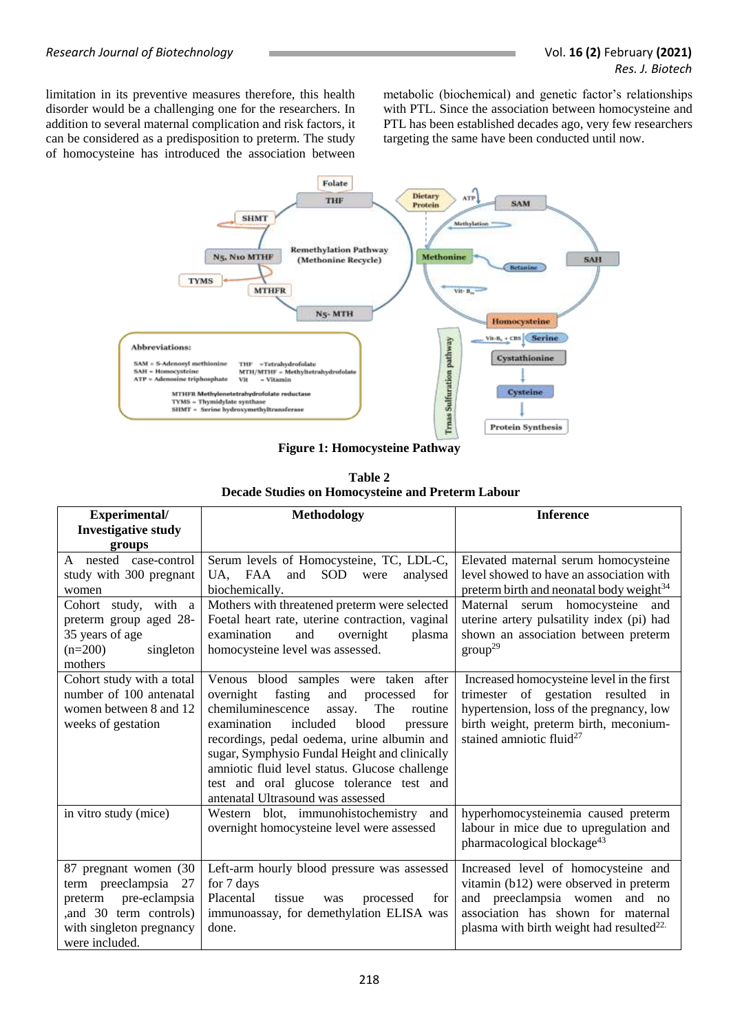limitation in its preventive measures therefore, this health disorder would be a challenging one for the researchers. In addition to several maternal complication and risk factors, it can be considered as a predisposition to preterm. The study of homocysteine has introduced the association between metabolic (biochemical) and genetic factor's relationships with PTL. Since the association between homocysteine and PTL has been established decades ago, very few researchers targeting the same have been conducted until now.

**Figure 1: Homocysteine Pathway**

**Table 2**
**Decade Studies on Homocysteine and Preterm Labour**

| Experimental/ Investigative study groups | Methodology | Inference |
|---|---|---|
| A nested case-control study with 300 pregnant women | Serum levels of Homocysteine, TC, LDL-C, UA, FAA and SOD were analysed biochemically. | Elevated maternal serum homocysteine level showed to have an association with preterm birth and neonatal body weight[34] |
| Cohort study, with a preterm group aged 28-35 years of age (n=200) singleton mothers | Mothers with threatened preterm were selected Foetal heart rate, uterine contraction, vaginal examination and overnight plasma homocysteine level was assessed. | Maternal serum homocysteine and uterine artery pulsatility index (pi) had shown an association between preterm group[29] |
| Cohort study with a total number of 100 antenatal women between 8 and 12 weeks of gestation | Venous blood samples were taken after overnight fasting and processed for chemiluminescence assay. The routine examination included blood pressure recordings, pedal oedema, urine albumin and sugar, Symphysio Fundal Height and clinically amniotic fluid level status. Glucose challenge test and oral glucose tolerance test and antenatal Ultrasound was assessed | Increased homocysteine level in the first trimester of gestation resulted in hypertension, loss of the pregnancy, low birth weight, preterm birth, meconium-stained amniotic fluid[27] |
| in vitro study (mice) | Western blot, immunohistochemistry and overnight homocysteine level were assessed | hyperhomocysteinemia caused preterm labour in mice due to upregulation and pharmacological blockage[43] |
| 87 pregnant women (30 term preeclampsia 27 preterm pre-eclampsia ,and 30 term controls) with singleton pregnancy were included. | Left-arm hourly blood pressure was assessed for 7 days Placental tissue was processed for immunoassay, for demethylation ELISA was done. | Increased level of homocysteine and vitamin (b12) were observed in preterm and preeclampsia women and no association has shown for maternal plasma with birth weight had resulted[22]. |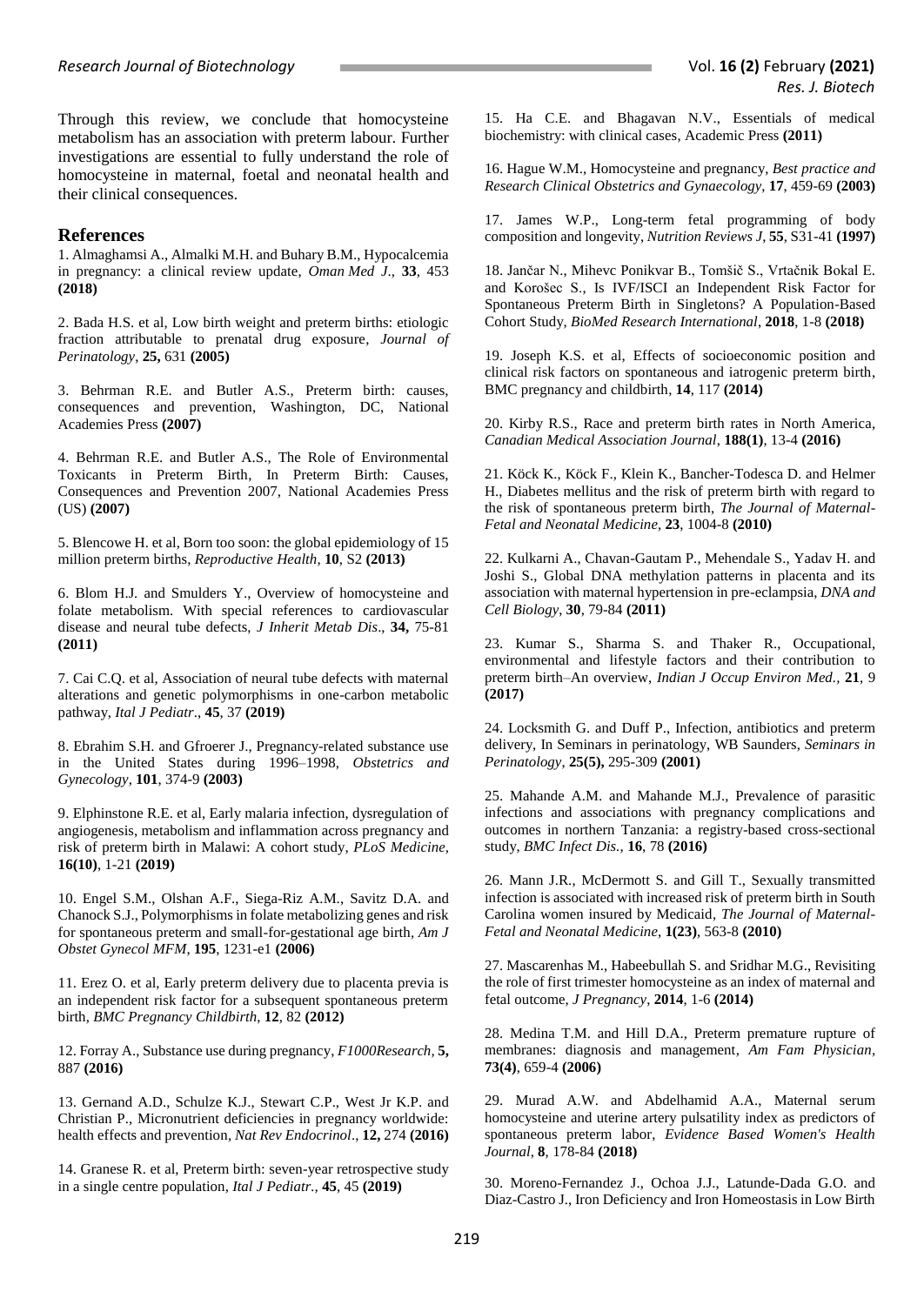Through this review, we conclude that homocysteine metabolism has an association with preterm labour. Further investigations are essential to fully understand the role of homocysteine in maternal, foetal and neonatal health and their clinical consequences.

## References

1. Almaghamsi A., Almalki M.H. and Buhary B.M., Hypocalcemia in pregnancy: a clinical review update, *Oman Med J*., **33**, 453 **(2018)**

2. Bada H.S. et al, Low birth weight and preterm births: etiologic fraction attributable to prenatal drug exposure, *Journal of Perinatology*, **25,** 631 **(2005)**

3. Behrman R.E. and Butler A.S., Preterm birth: causes, consequences and prevention, Washington, DC, National Academies Press **(2007)**

4. Behrman R.E. and Butler A.S., The Role of Environmental Toxicants in Preterm Birth, In Preterm Birth: Causes, Consequences and Prevention 2007, National Academies Press (US) **(2007)**

5. Blencowe H. et al, Born too soon: the global epidemiology of 15 million preterm births, *Reproductive Health*, **10**, S2 **(2013)**

6. Blom H.J. and Smulders Y., Overview of homocysteine and folate metabolism. With special references to cardiovascular disease and neural tube defects, *J Inherit Metab Dis*., **34,** 75-81 **(2011)**

7. Cai C.Q. et al, Association of neural tube defects with maternal alterations and genetic polymorphisms in one-carbon metabolic pathway, *Ital J Pediatr*., **45**, 37 **(2019)**

8. Ebrahim S.H. and Gfroerer J., Pregnancy-related substance use in the United States during 1996–1998, *Obstetrics and Gynecology*, **101**, 374-9 **(2003)**

9. Elphinstone R.E. et al, Early malaria infection, dysregulation of angiogenesis, metabolism and inflammation across pregnancy and risk of preterm birth in Malawi: A cohort study, *PLoS Medicine*, **16(10)**, 1-21 **(2019)**

10. Engel S.M., Olshan A.F., Siega-Riz A.M., Savitz D.A. and Chanock S.J., Polymorphisms in folate metabolizing genes and risk for spontaneous preterm and small-for-gestational age birth, *Am J Obstet Gynecol MFM*, **195**, 1231-e1 **(2006)**

11. Erez O. et al, Early preterm delivery due to placenta previa is an independent risk factor for a subsequent spontaneous preterm birth, *BMC Pregnancy Childbirth*, **12**, 82 **(2012)**

12. Forray A., Substance use during pregnancy, *F1000Research*, **5,** 887 **(2016)**

13. Gernand A.D., Schulze K.J., Stewart C.P., West Jr K.P. and Christian P., Micronutrient deficiencies in pregnancy worldwide: health effects and prevention, *Nat Rev Endocrinol*., **12,** 274 **(2016)**

14. Granese R. et al, Preterm birth: seven-year retrospective study in a single centre population, *Ital J Pediatr.*, **45**, 45 **(2019)**

15. Ha C.E. and Bhagavan N.V., Essentials of medical biochemistry: with clinical cases, Academic Press **(2011)**

16. Hague W.M., Homocysteine and pregnancy, *Best practice and Research Clinical Obstetrics and Gynaecology*, **17**, 459-69 **(2003)**

17. James W.P., Long-term fetal programming of body composition and longevity, *Nutrition Reviews J*, **55**, S31-41 **(1997)**

18. Jančar N., Mihevc Ponikvar B., Tomšič S., Vrtačnik Bokal E. and Korošec S., Is IVF/ISCI an Independent Risk Factor for Spontaneous Preterm Birth in Singletons? A Population-Based Cohort Study, *BioMed Research International*, **2018**, 1-8 **(2018)**

19. Joseph K.S. et al, Effects of socioeconomic position and clinical risk factors on spontaneous and iatrogenic preterm birth, BMC pregnancy and childbirth, **14**, 117 **(2014)**

20. Kirby R.S., Race and preterm birth rates in North America, *Canadian Medical Association Journal*, **188(1)**, 13-4 **(2016)**

21. Köck K., Köck F., Klein K., Bancher-Todesca D. and Helmer H., Diabetes mellitus and the risk of preterm birth with regard to the risk of spontaneous preterm birth, *The Journal of Maternal-Fetal and Neonatal Medicine*, **23**, 1004-8 **(2010)**

22. Kulkarni A., Chavan-Gautam P., Mehendale S., Yadav H. and Joshi S., Global DNA methylation patterns in placenta and its association with maternal hypertension in pre-eclampsia, *DNA and Cell Biology*, **30**, 79-84 **(2011)**

23. Kumar S., Sharma S. and Thaker R., Occupational, environmental and lifestyle factors and their contribution to preterm birth–An overview, *Indian J Occup Environ Med.*, **21**, 9 **(2017)**

24. Locksmith G. and Duff P., Infection, antibiotics and preterm delivery, In Seminars in perinatology, WB Saunders, *Seminars in Perinatology*, **25(5),** 295-309 **(2001)**

25. Mahande A.M. and Mahande M.J., Prevalence of parasitic infections and associations with pregnancy complications and outcomes in northern Tanzania: a registry-based cross-sectional study, *BMC Infect Dis.*, **16**, 78 **(2016)**

26. Mann J.R., McDermott S. and Gill T., Sexually transmitted infection is associated with increased risk of preterm birth in South Carolina women insured by Medicaid, *The Journal of Maternal-Fetal and Neonatal Medicine*, **1(23)**, 563-8 **(2010)**

27. Mascarenhas M., Habeebullah S. and Sridhar M.G., Revisiting the role of first trimester homocysteine as an index of maternal and fetal outcome, *J Pregnancy*, **2014**, 1-6 **(2014)**

28. Medina T.M. and Hill D.A., Preterm premature rupture of membranes: diagnosis and management, *Am Fam Physician*, **73(4)**, 659-4 **(2006)**

29. Murad A.W. and Abdelhamid A.A., Maternal serum homocysteine and uterine artery pulsatility index as predictors of spontaneous preterm labor, *Evidence Based Women's Health Journal*, **8**, 178-84 **(2018)**

30. Moreno-Fernandez J., Ochoa J.J., Latunde-Dada G.O. and Diaz-Castro J., Iron Deficiency and Iron Homeostasis in Low Birth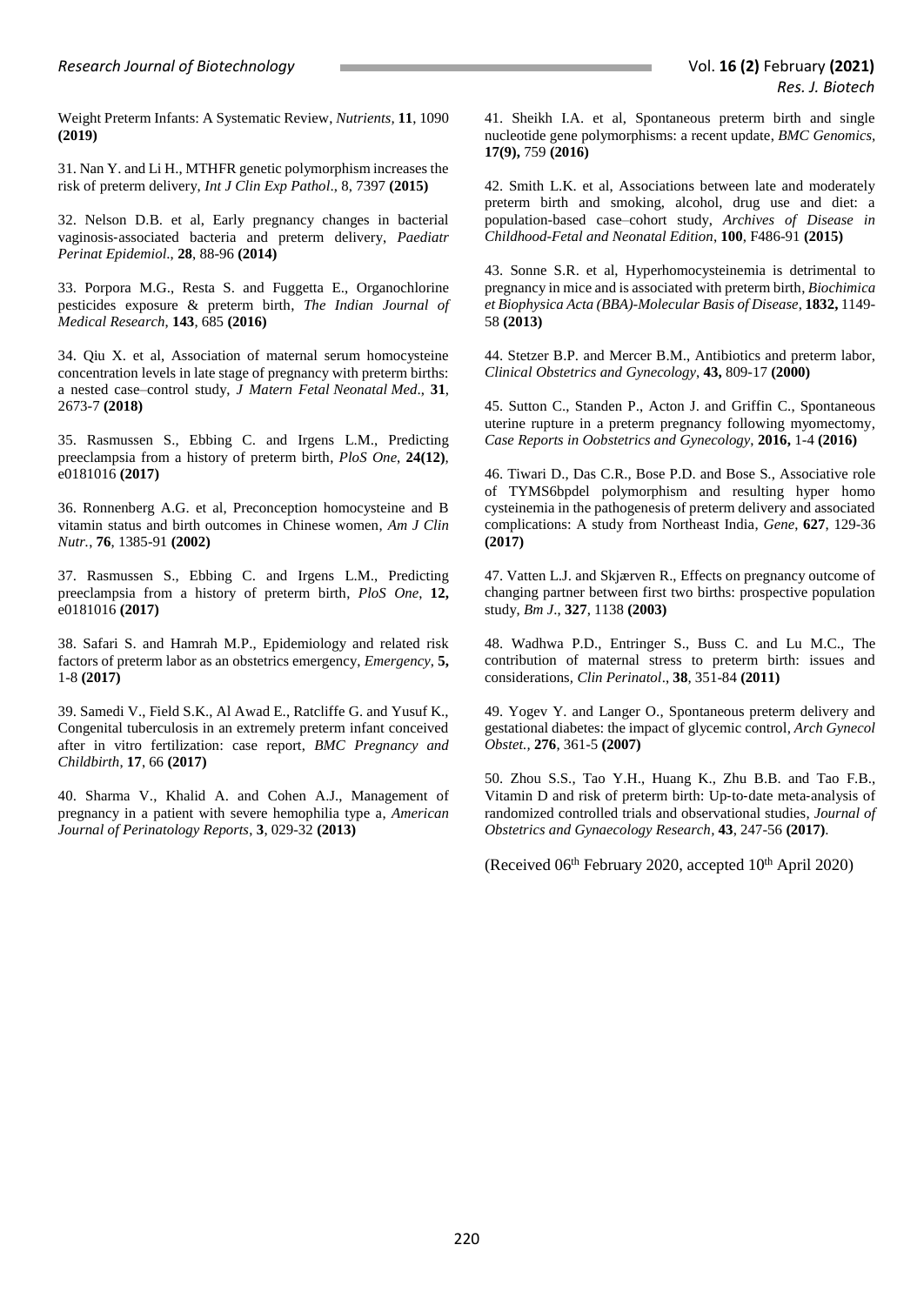Weight Preterm Infants: A Systematic Review, *Nutrients*, **11**, 1090 **(2019)**

31. Nan Y. and Li H., MTHFR genetic polymorphism increases the risk of preterm delivery, *Int J Clin Exp Pathol*., 8, 7397 **(2015)**

32. Nelson D.B. et al, Early pregnancy changes in bacterial vaginosis‐associated bacteria and preterm delivery, *Paediatr Perinat Epidemiol*., **28**, 88-96 **(2014)**

33. Porpora M.G., Resta S. and Fuggetta E., Organochlorine pesticides exposure & preterm birth, *The Indian Journal of Medical Research*, **143**, 685 **(2016)**

34. Qiu X. et al, Association of maternal serum homocysteine concentration levels in late stage of pregnancy with preterm births: a nested case–control study, *J Matern Fetal Neonatal Med*., **31**, 2673-7 **(2018)**

35. Rasmussen S., Ebbing C. and Irgens L.M., Predicting preeclampsia from a history of preterm birth, *PloS One*, **24(12)**, e0181016 **(2017)**

36. Ronnenberg A.G. et al, Preconception homocysteine and B vitamin status and birth outcomes in Chinese women, *Am J Clin Nutr.*, **76**, 1385-91 **(2002)**

37. Rasmussen S., Ebbing C. and Irgens L.M., Predicting preeclampsia from a history of preterm birth, *PloS One*, **12,** e0181016 **(2017)**

38. Safari S. and Hamrah M.P., Epidemiology and related risk factors of preterm labor as an obstetrics emergency, *Emergency*, **5,** 1-8 **(2017)**

39. Samedi V., Field S.K., Al Awad E., Ratcliffe G. and Yusuf K., Congenital tuberculosis in an extremely preterm infant conceived after in vitro fertilization: case report, *BMC Pregnancy and Childbirth*, **17**, 66 **(2017)**

40. Sharma V., Khalid A. and Cohen A.J., Management of pregnancy in a patient with severe hemophilia type a, *American Journal of Perinatology Reports*, **3**, 029-32 **(2013)**

41. Sheikh I.A. et al, Spontaneous preterm birth and single nucleotide gene polymorphisms: a recent update, *BMC Genomics,* **17(9),** 759 **(2016)**

42. Smith L.K. et al, Associations between late and moderately preterm birth and smoking, alcohol, drug use and diet: a population-based case–cohort study, *Archives of Disease in Childhood-Fetal and Neonatal Edition*, **100**, F486-91 **(2015)**

43. Sonne S.R. et al, Hyperhomocysteinemia is detrimental to pregnancy in mice and is associated with preterm birth, *Biochimica et Biophysica Acta (BBA)-Molecular Basis of Disease*, **1832,** 1149-58 **(2013)**

44. Stetzer B.P. and Mercer B.M., Antibiotics and preterm labor, *Clinical Obstetrics and Gynecology*, **43,** 809-17 **(2000)**

45. Sutton C., Standen P., Acton J. and Griffin C., Spontaneous uterine rupture in a preterm pregnancy following myomectomy, *Case Reports in Oobstetrics and Gynecology*, **2016,** 1-4 **(2016)**

46. Tiwari D., Das C.R., Bose P.D. and Bose S., Associative role of TYMS6bpdel polymorphism and resulting hyper homo cysteinemia in the pathogenesis of preterm delivery and associated complications: A study from Northeast India, *Gene*, **627**, 129-36 **(2017)**

47. Vatten L.J. and Skjærven R., Effects on pregnancy outcome of changing partner between first two births: prospective population study, *Bm J*., **327**, 1138 **(2003)**

48. Wadhwa P.D., Entringer S., Buss C. and Lu M.C., The contribution of maternal stress to preterm birth: issues and considerations, *Clin Perinatol*., **38**, 351-84 **(2011)**

49. Yogev Y. and Langer O., Spontaneous preterm delivery and gestational diabetes: the impact of glycemic control, *Arch Gynecol Obstet.*, **276**, 361-5 **(2007)**

50. Zhou S.S., Tao Y.H., Huang K., Zhu B.B. and Tao F.B., Vitamin D and risk of preterm birth: Up-to-date meta-analysis of randomized controlled trials and observational studies, *Journal of Obstetrics and Gynaecology Research*, **43**, 247-56 **(2017)**.

(Received 06th February 2020, accepted 10th April 2020)